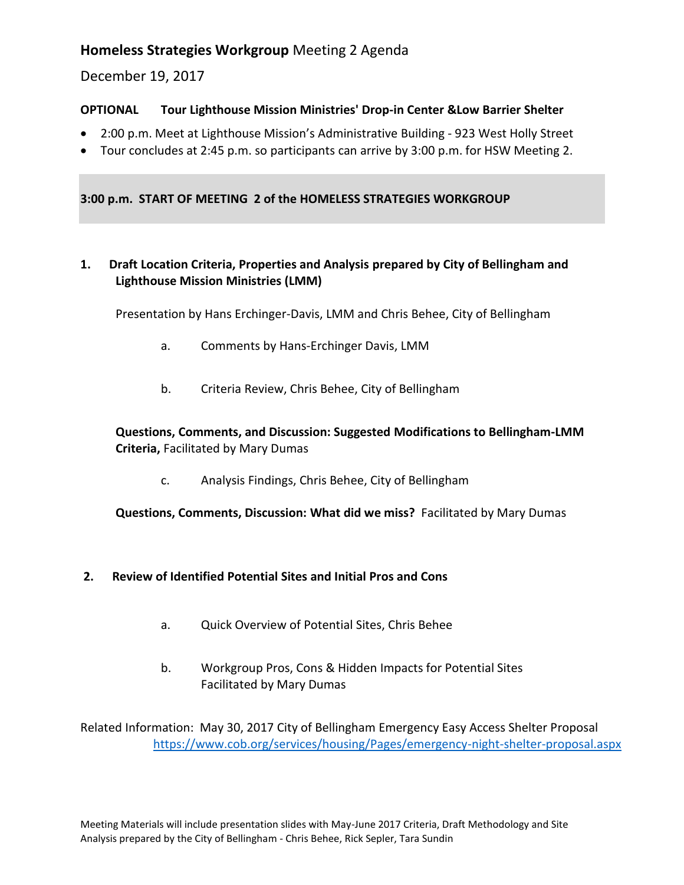# **Homeless Strategies Workgroup** Meeting 2 Agenda

December 19, 2017

**OPTIONAL Tour Lighthouse Mission Ministries' Drop-in Center &Low Barrier Shelter**

- 2:00 p.m. Meet at Lighthouse Mission's Administrative Building - 923 West Holly Street
- Tour concludes at 2:45 p.m. so participants can arrive by 3:00 p.m. for HSW Meeting 2.

**3:00 p.m. START OF MEETING 2 of the HOMELESS STRATEGIES WORKGROUP**

**1. Draft Location Criteria, Properties and Analysis prepared by City of Bellingham and Lighthouse Mission Ministries (LMM)**

Presentation by Hans Erchinger-Davis, LMM and Chris Behee, City of Bellingham

a. Comments by Hans-Erchinger Davis, LMM

b. Criteria Review, Chris Behee, City of Bellingham

**Questions, Comments, and Discussion: Suggested Modifications to Bellingham-LMM Criteria,** Facilitated by Mary Dumas

c. Analysis Findings, Chris Behee, City of Bellingham

**Questions, Comments, Discussion: What did we miss?** Facilitated by Mary Dumas

**2. Review of Identified Potential Sites and Initial Pros and Cons**

a. Quick Overview of Potential Sites, Chris Behee

b. Workgroup Pros, Cons & Hidden Impacts for Potential Sites
Facilitated by Mary Dumas

Related Information: May 30, 2017 City of Bellingham Emergency Easy Access Shelter Proposal
https://www.cob.org/services/housing/Pages/emergency-night-shelter-proposal.aspx

Meeting Materials will include presentation slides with May-June 2017 Criteria, Draft Methodology and Site Analysis prepared by the City of Bellingham - Chris Behee, Rick Sepler, Tara Sundin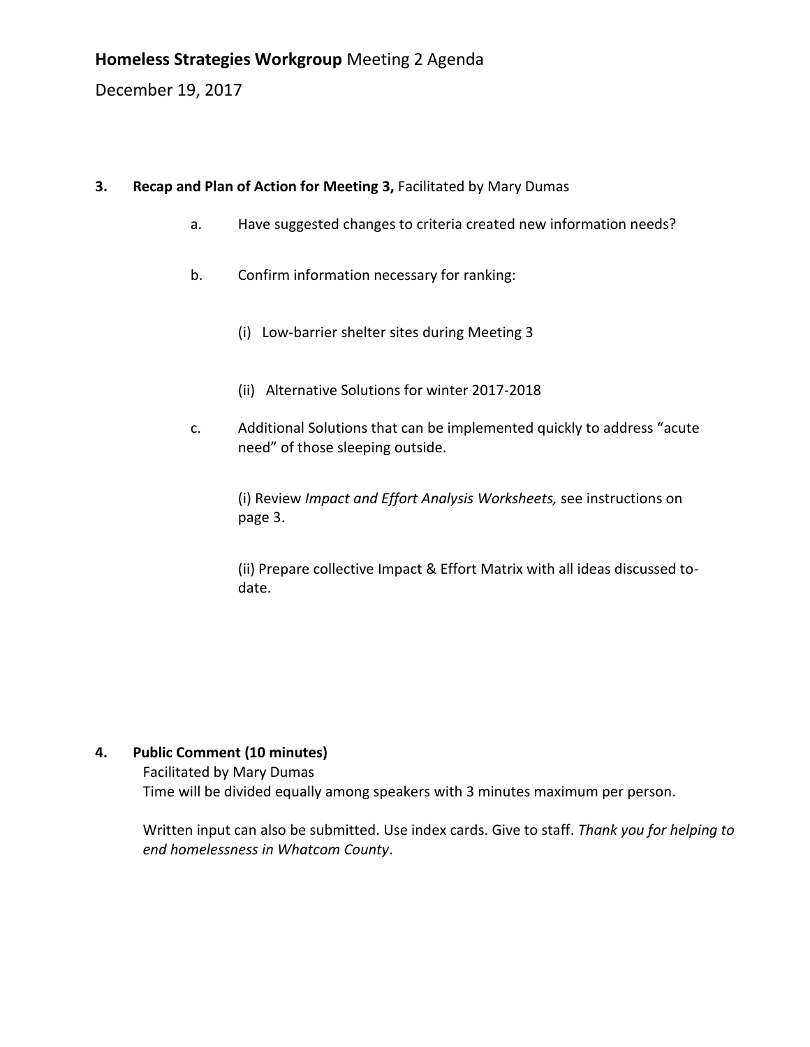**Homeless Strategies Workgroup** Meeting 2 Agenda

December 19, 2017

3. **Recap and Plan of Action for Meeting 3,** Facilitated by Mary Dumas

   a. Have suggested changes to criteria created new information needs?

   b. Confirm information necessary for ranking:

      (i) Low-barrier shelter sites during Meeting 3

      (ii) Alternative Solutions for winter 2017-2018

   c. Additional Solutions that can be implemented quickly to address "acute need" of those sleeping outside.

      (i) Review *Impact and Effort Analysis Worksheets,* see instructions on page 3.

      (ii) Prepare collective Impact & Effort Matrix with all ideas discussed to-date.

4. **Public Comment (10 minutes)**

   Facilitated by Mary Dumas

   Time will be divided equally among speakers with 3 minutes maximum per person.

   Written input can also be submitted. Use index cards. Give to staff. *Thank you for helping to end homelessness in Whatcom County*.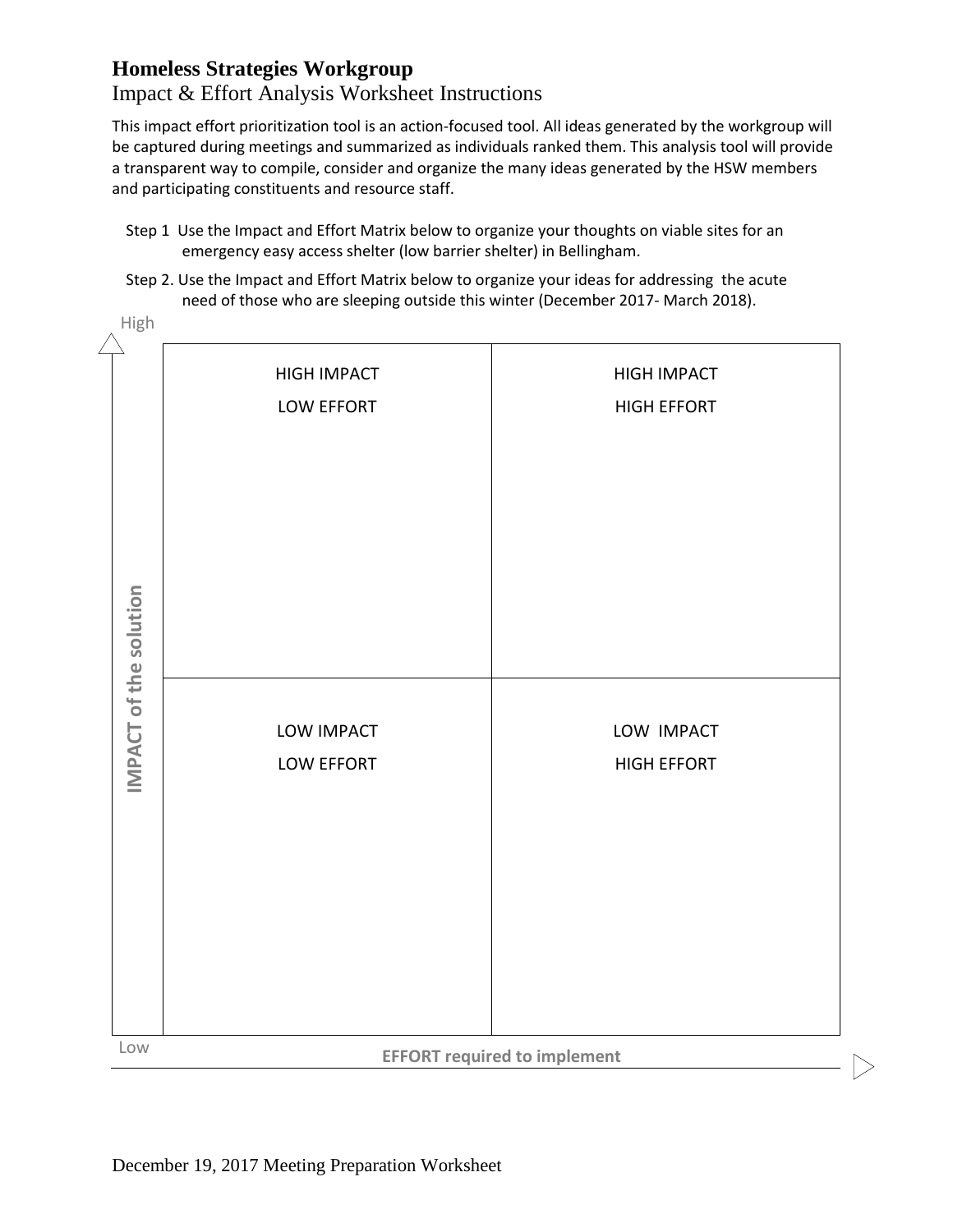# Homeless Strategies Workgroup

## Impact & Effort Analysis Worksheet Instructions

This impact effort prioritization tool is an action-focused tool. All ideas generated by the workgroup will be captured during meetings and summarized as individuals ranked them. This analysis tool will provide a transparent way to compile, consider and organize the many ideas generated by the HSW members and participating constituents and resource staff.

Step 1 Use the Impact and Effort Matrix below to organize your thoughts on viable sites for an emergency easy access shelter (low barrier shelter) in Bellingham.

Step 2. Use the Impact and Effort Matrix below to organize your ideas for addressing the acute need of those who are sleeping outside this winter (December 2017- March 2018).

High

IMPACT of the solution

| | |
|---|---|
| HIGH IMPACT<br>LOW EFFORT | HIGH IMPACT<br>HIGH EFFORT |
| LOW IMPACT<br>LOW EFFORT | LOW IMPACT<br>HIGH EFFORT |

Low

EFFORT required to implement

December 19, 2017 Meeting Preparation Worksheet